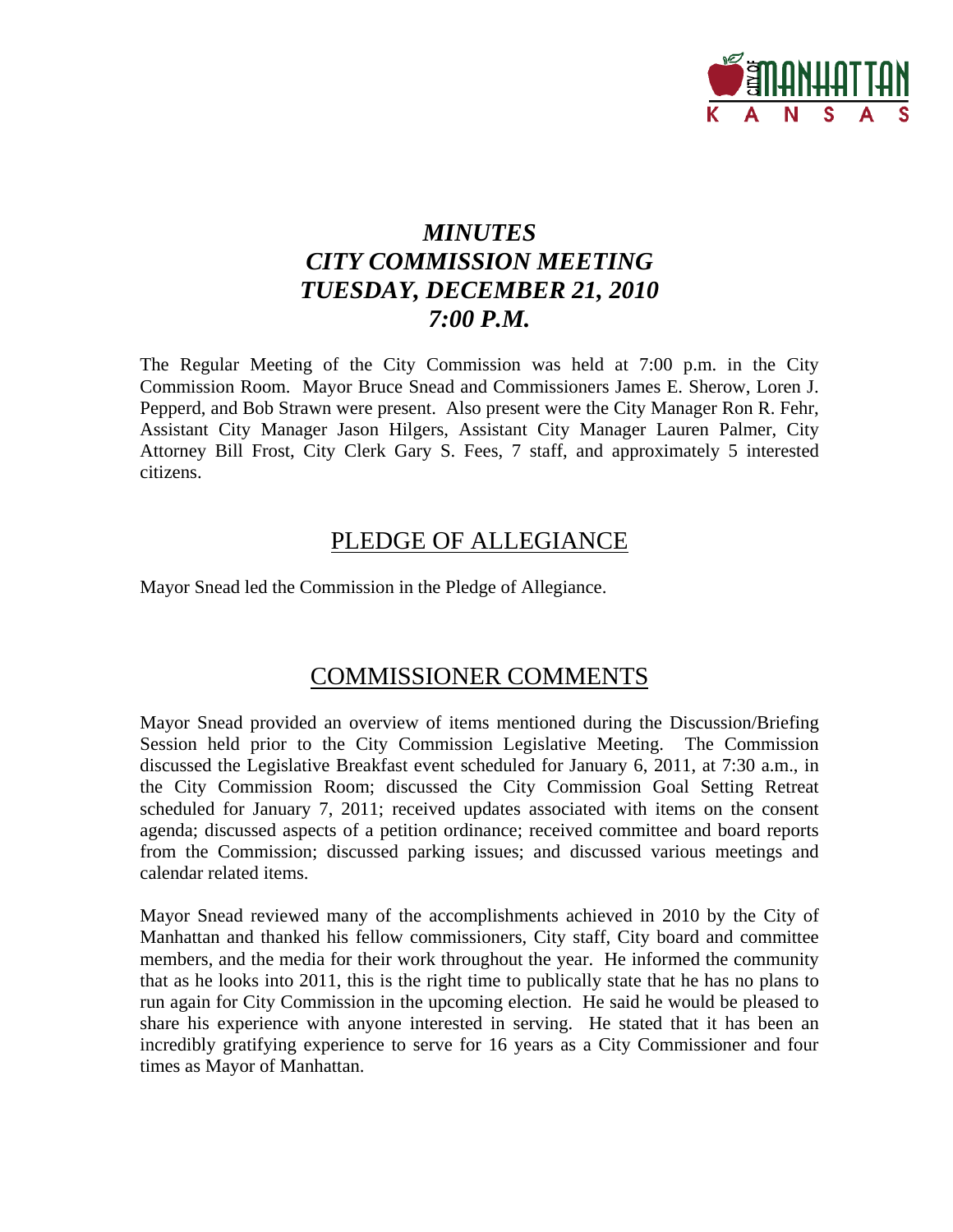# *MINUTES*
# *CITY COMMISSION MEETING*
# *TUESDAY, DECEMBER 21, 2010*
# *7:00 P.M.*

The Regular Meeting of the City Commission was held at 7:00 p.m. in the City Commission Room. Mayor Bruce Snead and Commissioners James E. Sherow, Loren J. Pepperd, and Bob Strawn were present. Also present were the City Manager Ron R. Fehr, Assistant City Manager Jason Hilgers, Assistant City Manager Lauren Palmer, City Attorney Bill Frost, City Clerk Gary S. Fees, 7 staff, and approximately 5 interested citizens.

## PLEDGE OF ALLEGIANCE

Mayor Snead led the Commission in the Pledge of Allegiance.

## COMMISSIONER COMMENTS

Mayor Snead provided an overview of items mentioned during the Discussion/Briefing Session held prior to the City Commission Legislative Meeting. The Commission discussed the Legislative Breakfast event scheduled for January 6, 2011, at 7:30 a.m., in the City Commission Room; discussed the City Commission Goal Setting Retreat scheduled for January 7, 2011; received updates associated with items on the consent agenda; discussed aspects of a petition ordinance; received committee and board reports from the Commission; discussed parking issues; and discussed various meetings and calendar related items.

Mayor Snead reviewed many of the accomplishments achieved in 2010 by the City of Manhattan and thanked his fellow commissioners, City staff, City board and committee members, and the media for their work throughout the year. He informed the community that as he looks into 2011, this is the right time to publically state that he has no plans to run again for City Commission in the upcoming election. He said he would be pleased to share his experience with anyone interested in serving. He stated that it has been an incredibly gratifying experience to serve for 16 years as a City Commissioner and four times as Mayor of Manhattan.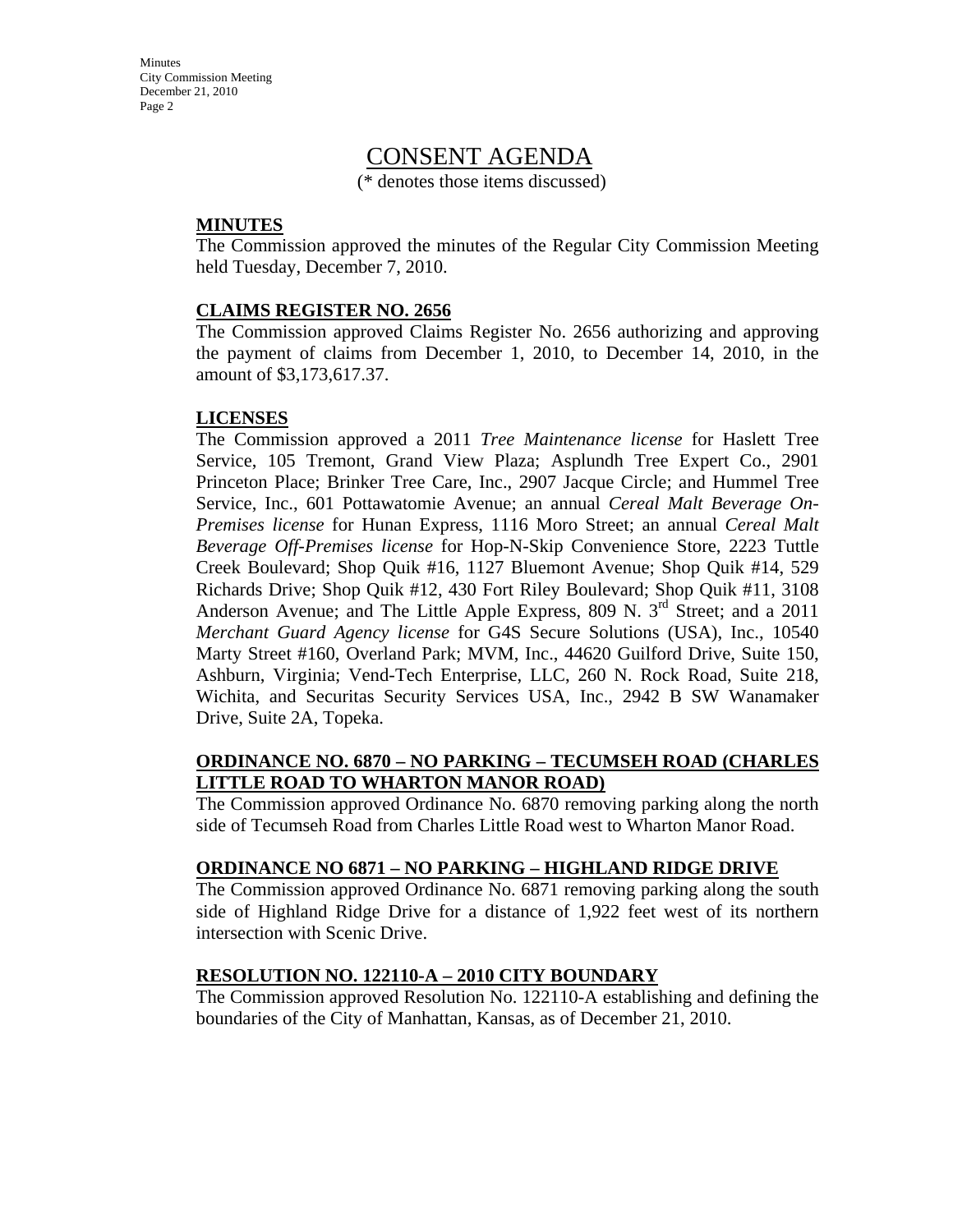# CONSENT AGENDA

(* denotes those items discussed)

## MINUTES

The Commission approved the minutes of the Regular City Commission Meeting held Tuesday, December 7, 2010.

## CLAIMS REGISTER NO. 2656

The Commission approved Claims Register No. 2656 authorizing and approving the payment of claims from December 1, 2010, to December 14, 2010, in the amount of $3,173,617.37.

## LICENSES

The Commission approved a 2011 *Tree Maintenance license* for Haslett Tree Service, 105 Tremont, Grand View Plaza; Asplundh Tree Expert Co., 2901 Princeton Place; Brinker Tree Care, Inc., 2907 Jacque Circle; and Hummel Tree Service, Inc., 601 Pottawatomie Avenue; an annual *Cereal Malt Beverage On-Premises license* for Hunan Express, 1116 Moro Street; an annual *Cereal Malt Beverage Off-Premises license* for Hop-N-Skip Convenience Store, 2223 Tuttle Creek Boulevard; Shop Quik #16, 1127 Bluemont Avenue; Shop Quik #14, 529 Richards Drive; Shop Quik #12, 430 Fort Riley Boulevard; Shop Quik #11, 3108 Anderson Avenue; and The Little Apple Express, 809 N. 3rd Street; and a 2011 *Merchant Guard Agency license* for G4S Secure Solutions (USA), Inc., 10540 Marty Street #160, Overland Park; MVM, Inc., 44620 Guilford Drive, Suite 150, Ashburn, Virginia; Vend-Tech Enterprise, LLC, 260 N. Rock Road, Suite 218, Wichita, and Securitas Security Services USA, Inc., 2942 B SW Wanamaker Drive, Suite 2A, Topeka.

## ORDINANCE NO. 6870 – NO PARKING – TECUMSEH ROAD (CHARLES LITTLE ROAD TO WHARTON MANOR ROAD)

The Commission approved Ordinance No. 6870 removing parking along the north side of Tecumseh Road from Charles Little Road west to Wharton Manor Road.

## ORDINANCE NO 6871 – NO PARKING – HIGHLAND RIDGE DRIVE

The Commission approved Ordinance No. 6871 removing parking along the south side of Highland Ridge Drive for a distance of 1,922 feet west of its northern intersection with Scenic Drive.

## RESOLUTION NO. 122110-A – 2010 CITY BOUNDARY

The Commission approved Resolution No. 122110-A establishing and defining the boundaries of the City of Manhattan, Kansas, as of December 21, 2010.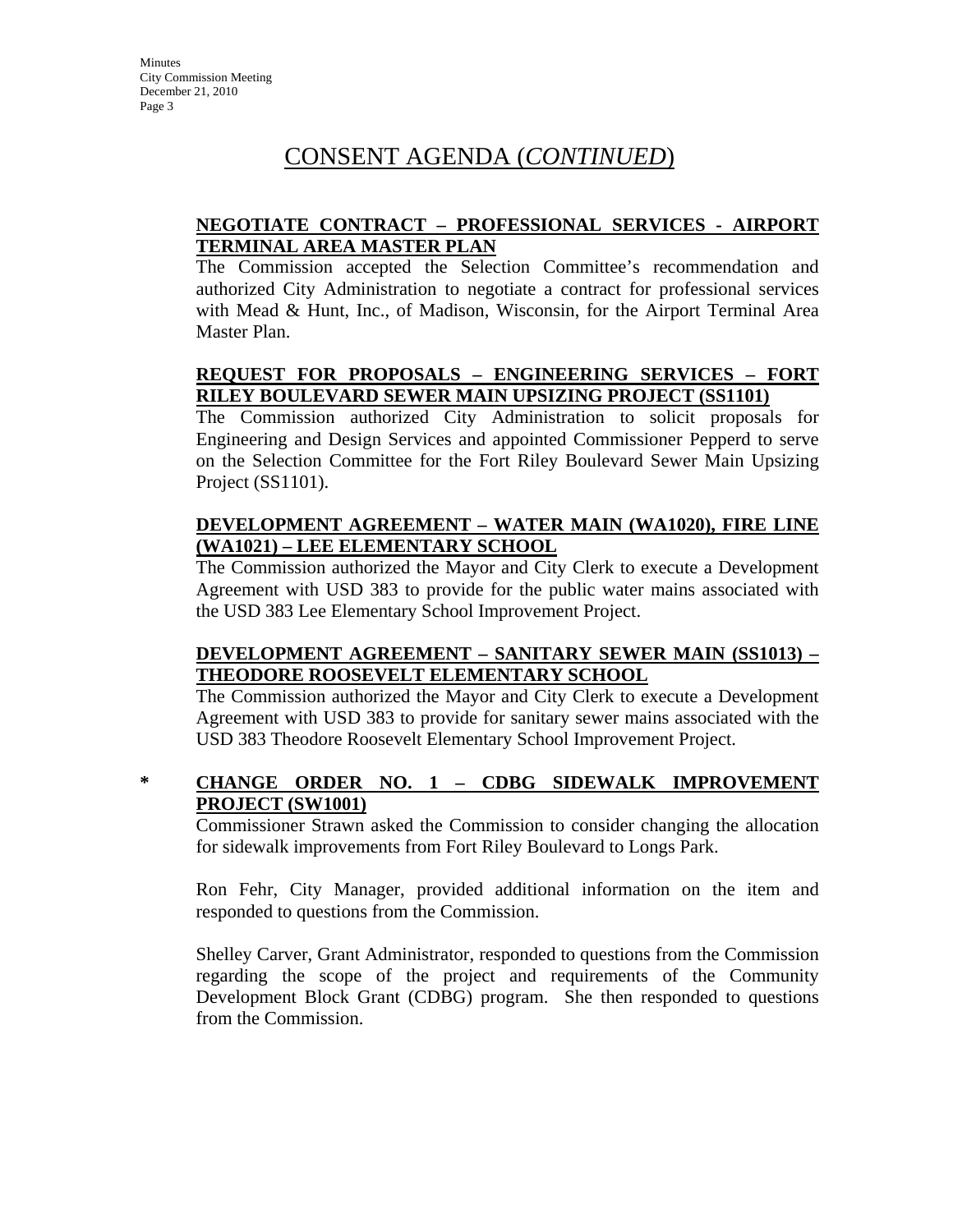# CONSENT AGENDA (*CONTINUED*)

**NEGOTIATE CONTRACT – PROFESSIONAL SERVICES - AIRPORT TERMINAL AREA MASTER PLAN**

The Commission accepted the Selection Committee's recommendation and authorized City Administration to negotiate a contract for professional services with Mead & Hunt, Inc., of Madison, Wisconsin, for the Airport Terminal Area Master Plan.

**REQUEST FOR PROPOSALS – ENGINEERING SERVICES – FORT RILEY BOULEVARD SEWER MAIN UPSIZING PROJECT (SS1101)**

The Commission authorized City Administration to solicit proposals for Engineering and Design Services and appointed Commissioner Pepperd to serve on the Selection Committee for the Fort Riley Boulevard Sewer Main Upsizing Project (SS1101).

**DEVELOPMENT AGREEMENT – WATER MAIN (WA1020), FIRE LINE (WA1021) – LEE ELEMENTARY SCHOOL**

The Commission authorized the Mayor and City Clerk to execute a Development Agreement with USD 383 to provide for the public water mains associated with the USD 383 Lee Elementary School Improvement Project.

**DEVELOPMENT AGREEMENT – SANITARY SEWER MAIN (SS1013) – THEODORE ROOSEVELT ELEMENTARY SCHOOL**

The Commission authorized the Mayor and City Clerk to execute a Development Agreement with USD 383 to provide for sanitary sewer mains associated with the USD 383 Theodore Roosevelt Elementary School Improvement Project.

\* **CHANGE ORDER NO. 1 – CDBG SIDEWALK IMPROVEMENT PROJECT (SW1001)**

Commissioner Strawn asked the Commission to consider changing the allocation for sidewalk improvements from Fort Riley Boulevard to Longs Park.

Ron Fehr, City Manager, provided additional information on the item and responded to questions from the Commission.

Shelley Carver, Grant Administrator, responded to questions from the Commission regarding the scope of the project and requirements of the Community Development Block Grant (CDBG) program. She then responded to questions from the Commission.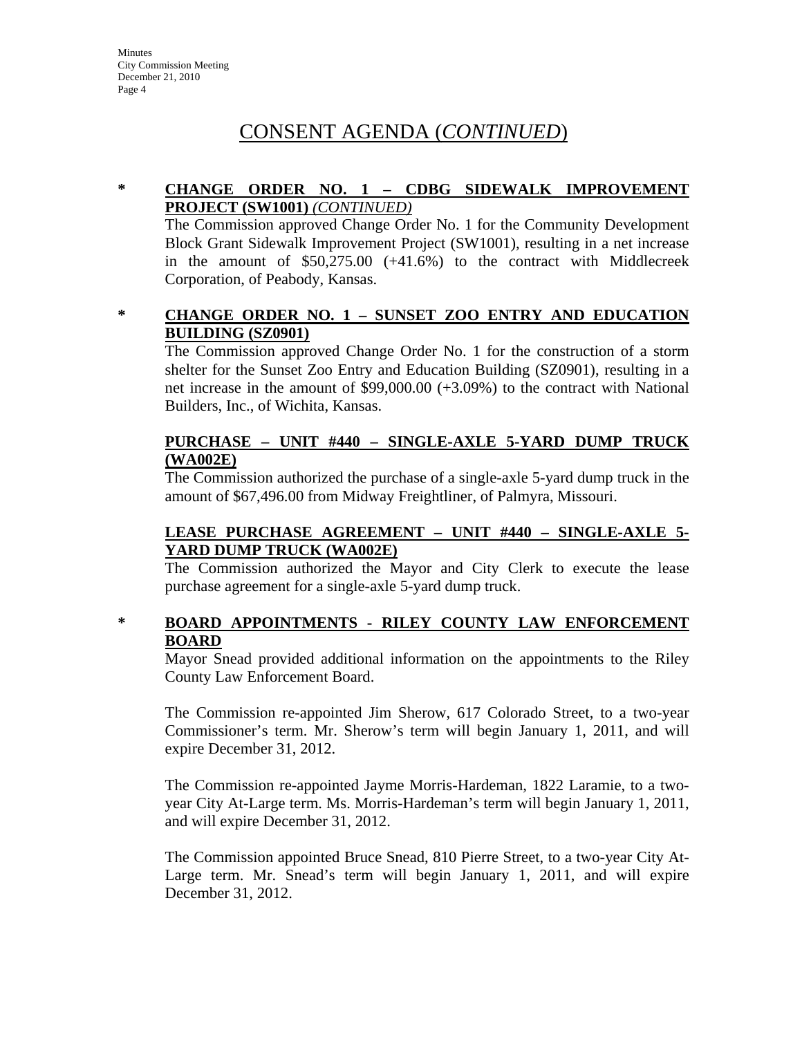# CONSENT AGENDA (*CONTINUED*)

**\*** **CHANGE ORDER NO. 1 – CDBG SIDEWALK IMPROVEMENT PROJECT (SW1001)** *(CONTINUED)*

The Commission approved Change Order No. 1 for the Community Development Block Grant Sidewalk Improvement Project (SW1001), resulting in a net increase in the amount of $50,275.00 (+41.6%) to the contract with Middlecreek Corporation, of Peabody, Kansas.

**\*** **CHANGE ORDER NO. 1 – SUNSET ZOO ENTRY AND EDUCATION BUILDING (SZ0901)**

The Commission approved Change Order No. 1 for the construction of a storm shelter for the Sunset Zoo Entry and Education Building (SZ0901), resulting in a net increase in the amount of $99,000.00 (+3.09%) to the contract with National Builders, Inc., of Wichita, Kansas.

**PURCHASE – UNIT #440 – SINGLE-AXLE 5-YARD DUMP TRUCK (WA002E)**

The Commission authorized the purchase of a single-axle 5-yard dump truck in the amount of $67,496.00 from Midway Freightliner, of Palmyra, Missouri.

**LEASE PURCHASE AGREEMENT – UNIT #440 – SINGLE-AXLE 5-YARD DUMP TRUCK (WA002E)**

The Commission authorized the Mayor and City Clerk to execute the lease purchase agreement for a single-axle 5-yard dump truck.

**\*** **BOARD APPOINTMENTS - RILEY COUNTY LAW ENFORCEMENT BOARD**

Mayor Snead provided additional information on the appointments to the Riley County Law Enforcement Board.

The Commission re-appointed Jim Sherow, 617 Colorado Street, to a two-year Commissioner's term. Mr. Sherow's term will begin January 1, 2011, and will expire December 31, 2012.

The Commission re-appointed Jayme Morris-Hardeman, 1822 Laramie, to a two-year City At-Large term. Ms. Morris-Hardeman's term will begin January 1, 2011, and will expire December 31, 2012.

The Commission appointed Bruce Snead, 810 Pierre Street, to a two-year City At-Large term. Mr. Snead's term will begin January 1, 2011, and will expire December 31, 2012.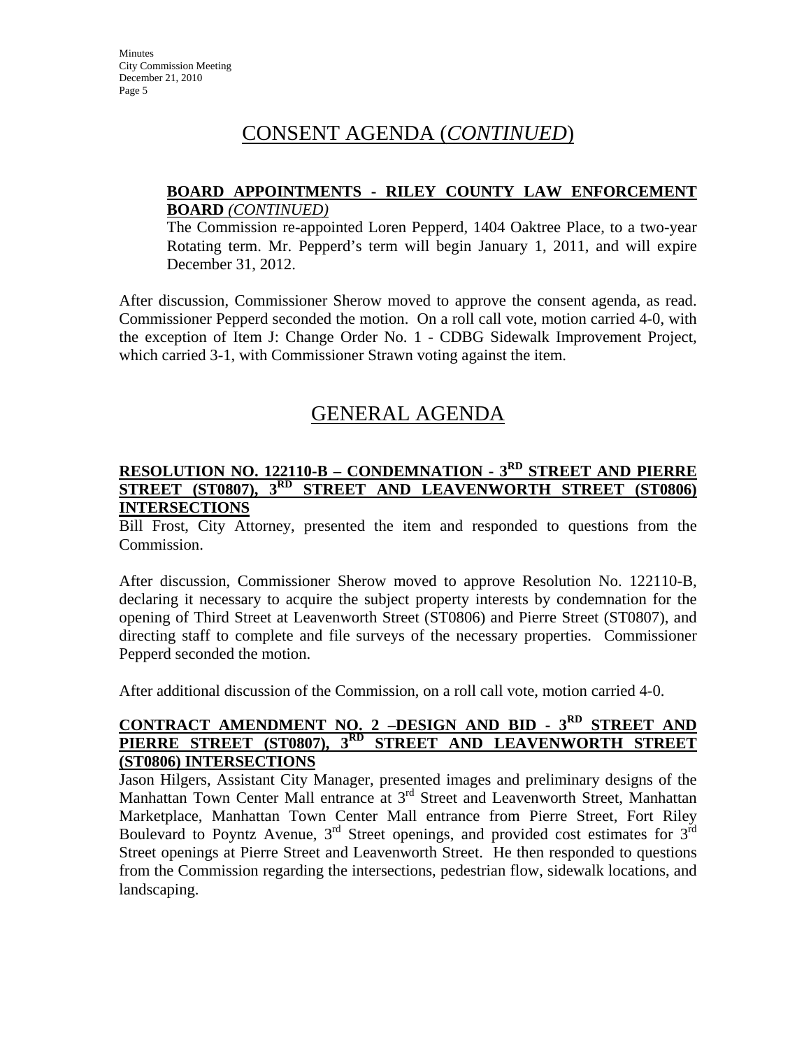# CONSENT AGENDA (*CONTINUED*)

**BOARD APPOINTMENTS - RILEY COUNTY LAW ENFORCEMENT BOARD** *(CONTINUED)*

The Commission re-appointed Loren Pepperd, 1404 Oaktree Place, to a two-year Rotating term. Mr. Pepperd's term will begin January 1, 2011, and will expire December 31, 2012.

After discussion, Commissioner Sherow moved to approve the consent agenda, as read. Commissioner Pepperd seconded the motion. On a roll call vote, motion carried 4-0, with the exception of Item J: Change Order No. 1 - CDBG Sidewalk Improvement Project, which carried 3-1, with Commissioner Strawn voting against the item.

# GENERAL AGENDA

**RESOLUTION NO. 122110-B – CONDEMNATION - 3RD STREET AND PIERRE STREET (ST0807), 3RD STREET AND LEAVENWORTH STREET (ST0806) INTERSECTIONS**

Bill Frost, City Attorney, presented the item and responded to questions from the Commission.

After discussion, Commissioner Sherow moved to approve Resolution No. 122110-B, declaring it necessary to acquire the subject property interests by condemnation for the opening of Third Street at Leavenworth Street (ST0806) and Pierre Street (ST0807), and directing staff to complete and file surveys of the necessary properties. Commissioner Pepperd seconded the motion.

After additional discussion of the Commission, on a roll call vote, motion carried 4-0.

**CONTRACT AMENDMENT NO. 2 –DESIGN AND BID - 3RD STREET AND PIERRE STREET (ST0807), 3RD STREET AND LEAVENWORTH STREET (ST0806) INTERSECTIONS**

Jason Hilgers, Assistant City Manager, presented images and preliminary designs of the Manhattan Town Center Mall entrance at 3rd Street and Leavenworth Street, Manhattan Marketplace, Manhattan Town Center Mall entrance from Pierre Street, Fort Riley Boulevard to Poyntz Avenue, 3rd Street openings, and provided cost estimates for 3rd Street openings at Pierre Street and Leavenworth Street. He then responded to questions from the Commission regarding the intersections, pedestrian flow, sidewalk locations, and landscaping.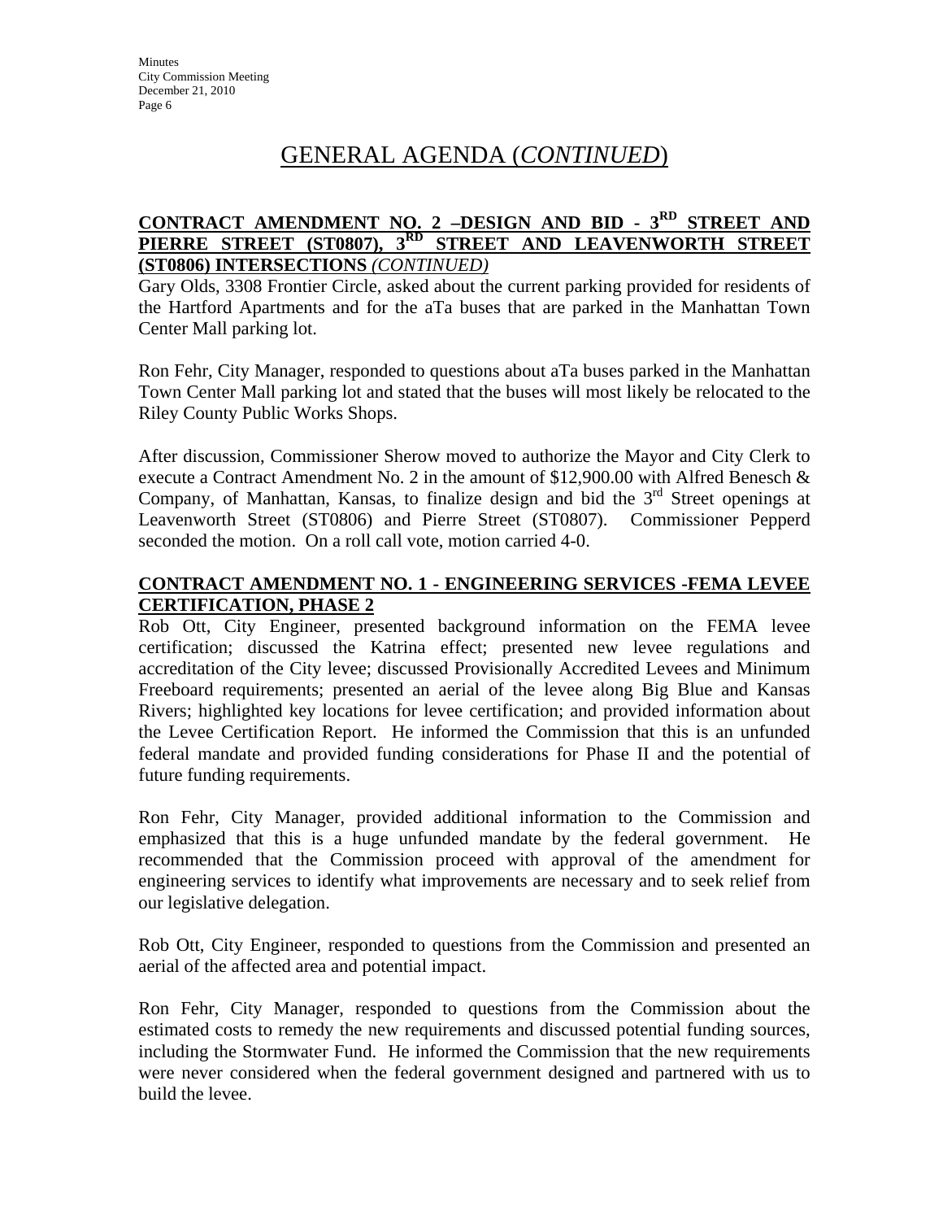# GENERAL AGENDA (*CONTINUED*)

**CONTRACT AMENDMENT NO. 2 –DESIGN AND BID - 3RD STREET AND PIERRE STREET (ST0807), 3RD STREET AND LEAVENWORTH STREET (ST0806) INTERSECTIONS** ***(CONTINUED)***

Gary Olds, 3308 Frontier Circle, asked about the current parking provided for residents of the Hartford Apartments and for the aTa buses that are parked in the Manhattan Town Center Mall parking lot.

Ron Fehr, City Manager, responded to questions about aTa buses parked in the Manhattan Town Center Mall parking lot and stated that the buses will most likely be relocated to the Riley County Public Works Shops.

After discussion, Commissioner Sherow moved to authorize the Mayor and City Clerk to execute a Contract Amendment No. 2 in the amount of $12,900.00 with Alfred Benesch & Company, of Manhattan, Kansas, to finalize design and bid the 3rd Street openings at Leavenworth Street (ST0806) and Pierre Street (ST0807). Commissioner Pepperd seconded the motion. On a roll call vote, motion carried 4-0.

**CONTRACT AMENDMENT NO. 1 - ENGINEERING SERVICES -FEMA LEVEE CERTIFICATION, PHASE 2**

Rob Ott, City Engineer, presented background information on the FEMA levee certification; discussed the Katrina effect; presented new levee regulations and accreditation of the City levee; discussed Provisionally Accredited Levees and Minimum Freeboard requirements; presented an aerial of the levee along Big Blue and Kansas Rivers; highlighted key locations for levee certification; and provided information about the Levee Certification Report. He informed the Commission that this is an unfunded federal mandate and provided funding considerations for Phase II and the potential of future funding requirements.

Ron Fehr, City Manager, provided additional information to the Commission and emphasized that this is a huge unfunded mandate by the federal government. He recommended that the Commission proceed with approval of the amendment for engineering services to identify what improvements are necessary and to seek relief from our legislative delegation.

Rob Ott, City Engineer, responded to questions from the Commission and presented an aerial of the affected area and potential impact.

Ron Fehr, City Manager, responded to questions from the Commission about the estimated costs to remedy the new requirements and discussed potential funding sources, including the Stormwater Fund. He informed the Commission that the new requirements were never considered when the federal government designed and partnered with us to build the levee.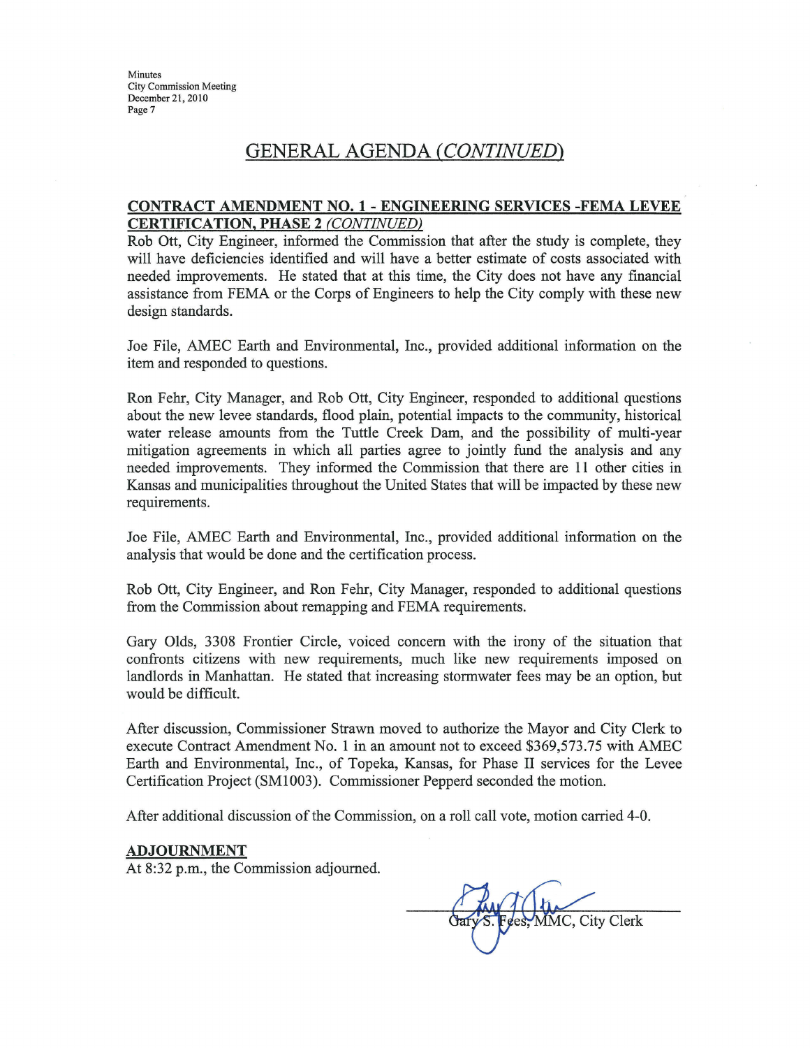## GENERAL AGENDA *(CONTINUED)*

**CONTRACT AMENDMENT NO. 1 - ENGINEERING SERVICES -FEMA LEVEE CERTIFICATION, PHASE 2** ***(CONTINUED)***

Rob Ott, City Engineer, informed the Commission that after the study is complete, they will have deficiencies identified and will have a better estimate of costs associated with needed improvements. He stated that at this time, the City does not have any financial assistance from FEMA or the Corps of Engineers to help the City comply with these new design standards.

Joe File, AMEC Earth and Environmental, Inc., provided additional information on the item and responded to questions.

Ron Fehr, City Manager, and Rob Ott, City Engineer, responded to additional questions about the new levee standards, flood plain, potential impacts to the community, historical water release amounts from the Tuttle Creek Dam, and the possibility of multi-year mitigation agreements in which all parties agree to jointly fund the analysis and any needed improvements. They informed the Commission that there are 11 other cities in Kansas and municipalities throughout the United States that will be impacted by these new requirements.

Joe File, AMEC Earth and Environmental, Inc., provided additional information on the analysis that would be done and the certification process.

Rob Ott, City Engineer, and Ron Fehr, City Manager, responded to additional questions from the Commission about remapping and FEMA requirements.

Gary Olds, 3308 Frontier Circle, voiced concern with the irony of the situation that confronts citizens with new requirements, much like new requirements imposed on landlords in Manhattan. He stated that increasing stormwater fees may be an option, but would be difficult.

After discussion, Commissioner Strawn moved to authorize the Mayor and City Clerk to execute Contract Amendment No. 1 in an amount not to exceed $369,573.75 with AMEC Earth and Environmental, Inc., of Topeka, Kansas, for Phase II services for the Levee Certification Project (SM1003). Commissioner Pepperd seconded the motion.

After additional discussion of the Commission, on a roll call vote, motion carried 4-0.

**ADJOURNMENT**

At 8:32 p.m., the Commission adjourned.

Gary S. Fees, MMC, City Clerk